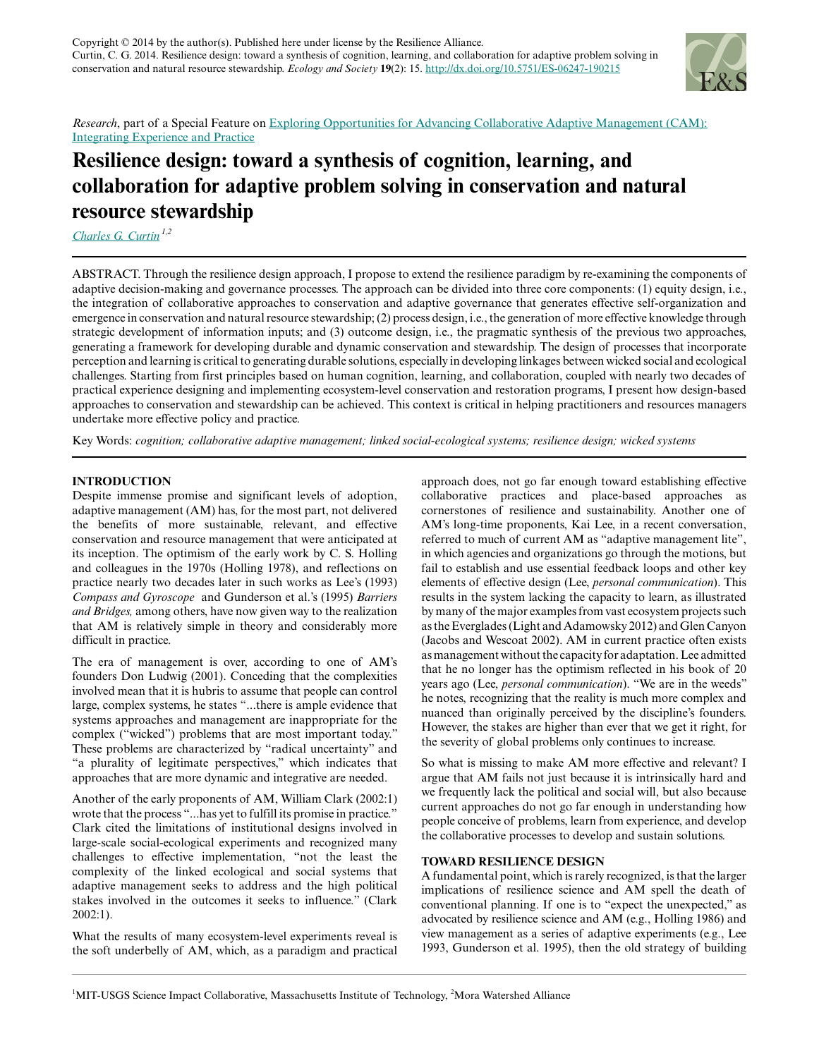Copyright © 2014 by the author(s). Published here under license by the Resilience Alliance.
Curtin, C. G. 2014. Resilience design: toward a synthesis of cognition, learning, and collaboration for adaptive problem solving in conservation and natural resource stewardship. *Ecology and Society* **19**(2): 15. http://dx.doi.org/10.5751/ES-06247-190215

*Research*, part of a Special Feature on Exploring Opportunities for Advancing Collaborative Adaptive Management (CAM): Integrating Experience and Practice

# Resilience design: toward a synthesis of cognition, learning, and collaboration for adaptive problem solving in conservation and natural resource stewardship

*Charles G. Curtin* [1,2]

ABSTRACT. Through the resilience design approach, I propose to extend the resilience paradigm by re-examining the components of adaptive decision-making and governance processes. The approach can be divided into three core components: (1) equity design, i.e., the integration of collaborative approaches to conservation and adaptive governance that generates effective self-organization and emergence in conservation and natural resource stewardship; (2) process design, i.e., the generation of more effective knowledge through strategic development of information inputs; and (3) outcome design, i.e., the pragmatic synthesis of the previous two approaches, generating a framework for developing durable and dynamic conservation and stewardship. The design of processes that incorporate perception and learning is critical to generating durable solutions, especially in developing linkages between wicked social and ecological challenges. Starting from first principles based on human cognition, learning, and collaboration, coupled with nearly two decades of practical experience designing and implementing ecosystem-level conservation and restoration programs, I present how design-based approaches to conservation and stewardship can be achieved. This context is critical in helping practitioners and resources managers undertake more effective policy and practice.

Key Words: *cognition; collaborative adaptive management; linked social-ecological systems; resilience design; wicked systems*

## INTRODUCTION

Despite immense promise and significant levels of adoption, adaptive management (AM) has, for the most part, not delivered the benefits of more sustainable, relevant, and effective conservation and resource management that were anticipated at its inception. The optimism of the early work by C. S. Holling and colleagues in the 1970s (Holling 1978), and reflections on practice nearly two decades later in such works as Lee's (1993) *Compass and Gyroscope* and Gunderson et al.'s (1995) *Barriers and Bridges,* among others, have now given way to the realization that AM is relatively simple in theory and considerably more difficult in practice.

The era of management is over, according to one of AM's founders Don Ludwig (2001). Conceding that the complexities involved mean that it is hubris to assume that people can control large, complex systems, he states "...there is ample evidence that systems approaches and management are inappropriate for the complex ("wicked") problems that are most important today." These problems are characterized by "radical uncertainty" and "a plurality of legitimate perspectives," which indicates that approaches that are more dynamic and integrative are needed.

Another of the early proponents of AM, William Clark (2002:1) wrote that the process "...has yet to fulfill its promise in practice." Clark cited the limitations of institutional designs involved in large-scale social-ecological experiments and recognized many challenges to effective implementation, "not the least the complexity of the linked ecological and social systems that adaptive management seeks to address and the high political stakes involved in the outcomes it seeks to influence." (Clark 2002:1).

What the results of many ecosystem-level experiments reveal is the soft underbelly of AM, which, as a paradigm and practical approach does, not go far enough toward establishing effective collaborative practices and place-based approaches as cornerstones of resilience and sustainability. Another one of AM's long-time proponents, Kai Lee, in a recent conversation, referred to much of current AM as "adaptive management lite", in which agencies and organizations go through the motions, but fail to establish and use essential feedback loops and other key elements of effective design (Lee, *personal communication*). This results in the system lacking the capacity to learn, as illustrated by many of the major examples from vast ecosystem projects such as the Everglades (Light and Adamowsky 2012) and Glen Canyon (Jacobs and Wescoat 2002). AM in current practice often exists as management without the capacity for adaptation. Lee admitted that he no longer has the optimism reflected in his book of 20 years ago (Lee, *personal communication*). "We are in the weeds" he notes, recognizing that the reality is much more complex and nuanced than originally perceived by the discipline's founders. However, the stakes are higher than ever that we get it right, for the severity of global problems only continues to increase.

So what is missing to make AM more effective and relevant? I argue that AM fails not just because it is intrinsically hard and we frequently lack the political and social will, but also because current approaches do not go far enough in understanding how people conceive of problems, learn from experience, and develop the collaborative processes to develop and sustain solutions.

## TOWARD RESILIENCE DESIGN

A fundamental point, which is rarely recognized, is that the larger implications of resilience science and AM spell the death of conventional planning. If one is to "expect the unexpected," as advocated by resilience science and AM (e.g., Holling 1986) and view management as a series of adaptive experiments (e.g., Lee 1993, Gunderson et al. 1995), then the old strategy of building

[1]MIT-USGS Science Impact Collaborative, Massachusetts Institute of Technology, [2]Mora Watershed Alliance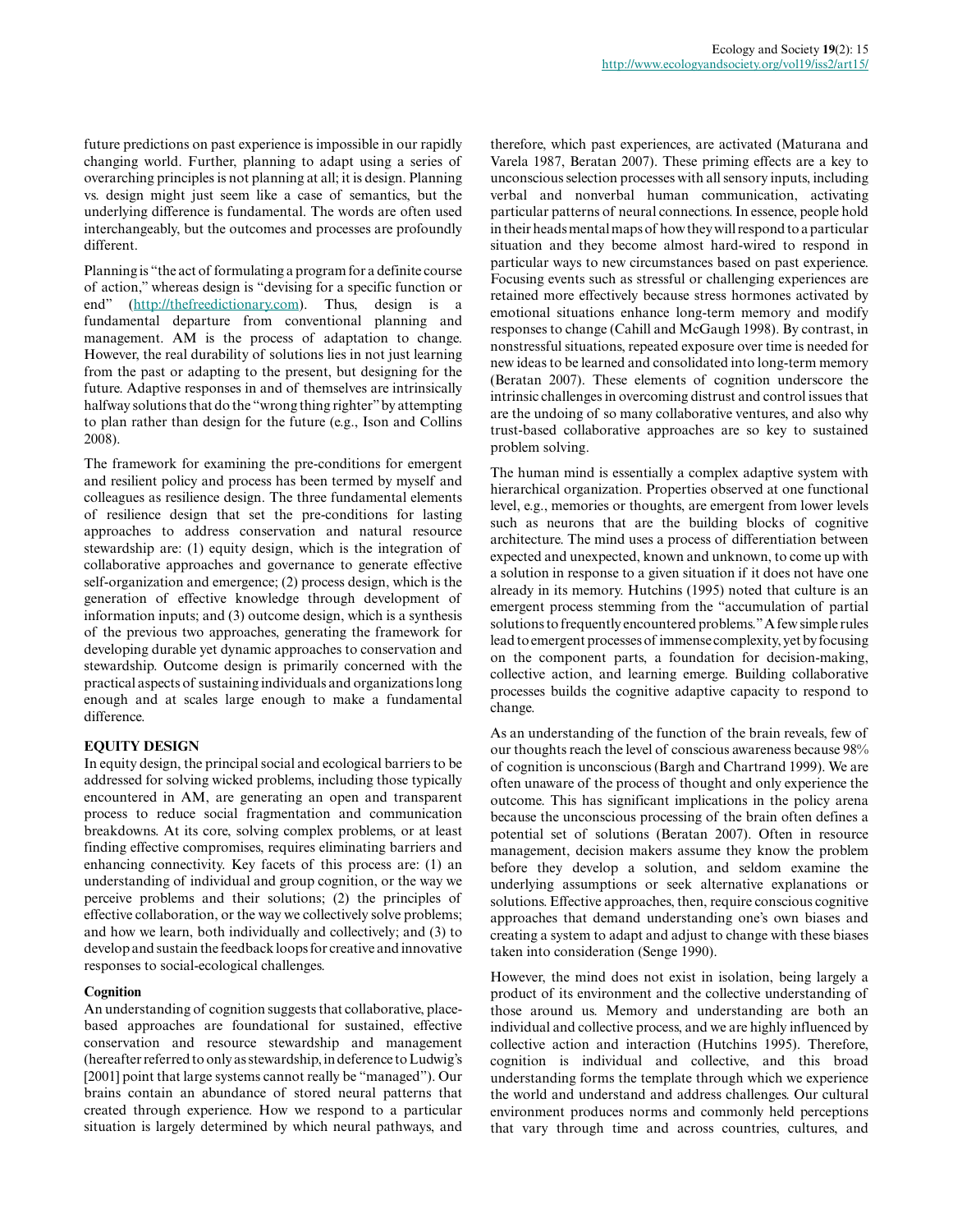future predictions on past experience is impossible in our rapidly changing world. Further, planning to adapt using a series of overarching principles is not planning at all; it is design. Planning vs. design might just seem like a case of semantics, but the underlying difference is fundamental. The words are often used interchangeably, but the outcomes and processes are profoundly different.

Planning is "the act of formulating a program for a definite course of action," whereas design is "devising for a specific function or end" (http://thefreedictionary.com). Thus, design is a fundamental departure from conventional planning and management. AM is the process of adaptation to change. However, the real durability of solutions lies in not just learning from the past or adapting to the present, but designing for the future. Adaptive responses in and of themselves are intrinsically halfway solutions that do the "wrong thing righter" by attempting to plan rather than design for the future (e.g., Ison and Collins 2008).

The framework for examining the pre-conditions for emergent and resilient policy and process has been termed by myself and colleagues as resilience design. The three fundamental elements of resilience design that set the pre-conditions for lasting approaches to address conservation and natural resource stewardship are: (1) equity design, which is the integration of collaborative approaches and governance to generate effective self-organization and emergence; (2) process design, which is the generation of effective knowledge through development of information inputs; and (3) outcome design, which is a synthesis of the previous two approaches, generating the framework for developing durable yet dynamic approaches to conservation and stewardship. Outcome design is primarily concerned with the practical aspects of sustaining individuals and organizations long enough and at scales large enough to make a fundamental difference.

## EQUITY DESIGN

In equity design, the principal social and ecological barriers to be addressed for solving wicked problems, including those typically encountered in AM, are generating an open and transparent process to reduce social fragmentation and communication breakdowns. At its core, solving complex problems, or at least finding effective compromises, requires eliminating barriers and enhancing connectivity. Key facets of this process are: (1) an understanding of individual and group cognition, or the way we perceive problems and their solutions; (2) the principles of effective collaboration, or the way we collectively solve problems; and how we learn, both individually and collectively; and (3) to develop and sustain the feedback loops for creative and innovative responses to social-ecological challenges.

### Cognition

An understanding of cognition suggests that collaborative, place-based approaches are foundational for sustained, effective conservation and resource stewardship and management (hereafter referred to only as stewardship, in deference to Ludwig's [2001] point that large systems cannot really be "managed"). Our brains contain an abundance of stored neural patterns that created through experience. How we respond to a particular situation is largely determined by which neural pathways, and therefore, which past experiences, are activated (Maturana and Varela 1987, Beratan 2007). These priming effects are a key to unconscious selection processes with all sensory inputs, including verbal and nonverbal human communication, activating particular patterns of neural connections. In essence, people hold in their heads mental maps of how they will respond to a particular situation and they become almost hard-wired to respond in particular ways to new circumstances based on past experience. Focusing events such as stressful or challenging experiences are retained more effectively because stress hormones activated by emotional situations enhance long-term memory and modify responses to change (Cahill and McGaugh 1998). By contrast, in nonstressful situations, repeated exposure over time is needed for new ideas to be learned and consolidated into long-term memory (Beratan 2007). These elements of cognition underscore the intrinsic challenges in overcoming distrust and control issues that are the undoing of so many collaborative ventures, and also why trust-based collaborative approaches are so key to sustained problem solving.

The human mind is essentially a complex adaptive system with hierarchical organization. Properties observed at one functional level, e.g., memories or thoughts, are emergent from lower levels such as neurons that are the building blocks of cognitive architecture. The mind uses a process of differentiation between expected and unexpected, known and unknown, to come up with a solution in response to a given situation if it does not have one already in its memory. Hutchins (1995) noted that culture is an emergent process stemming from the "accumulation of partial solutions to frequently encountered problems." A few simple rules lead to emergent processes of immense complexity, yet by focusing on the component parts, a foundation for decision-making, collective action, and learning emerge. Building collaborative processes builds the cognitive adaptive capacity to respond to change.

As an understanding of the function of the brain reveals, few of our thoughts reach the level of conscious awareness because 98% of cognition is unconscious (Bargh and Chartrand 1999). We are often unaware of the process of thought and only experience the outcome. This has significant implications in the policy arena because the unconscious processing of the brain often defines a potential set of solutions (Beratan 2007). Often in resource management, decision makers assume they know the problem before they develop a solution, and seldom examine the underlying assumptions or seek alternative explanations or solutions. Effective approaches, then, require conscious cognitive approaches that demand understanding one's own biases and creating a system to adapt and adjust to change with these biases taken into consideration (Senge 1990).

However, the mind does not exist in isolation, being largely a product of its environment and the collective understanding of those around us. Memory and understanding are both an individual and collective process, and we are highly influenced by collective action and interaction (Hutchins 1995). Therefore, cognition is individual and collective, and this broad understanding forms the template through which we experience the world and understand and address challenges. Our cultural environment produces norms and commonly held perceptions that vary through time and across countries, cultures, and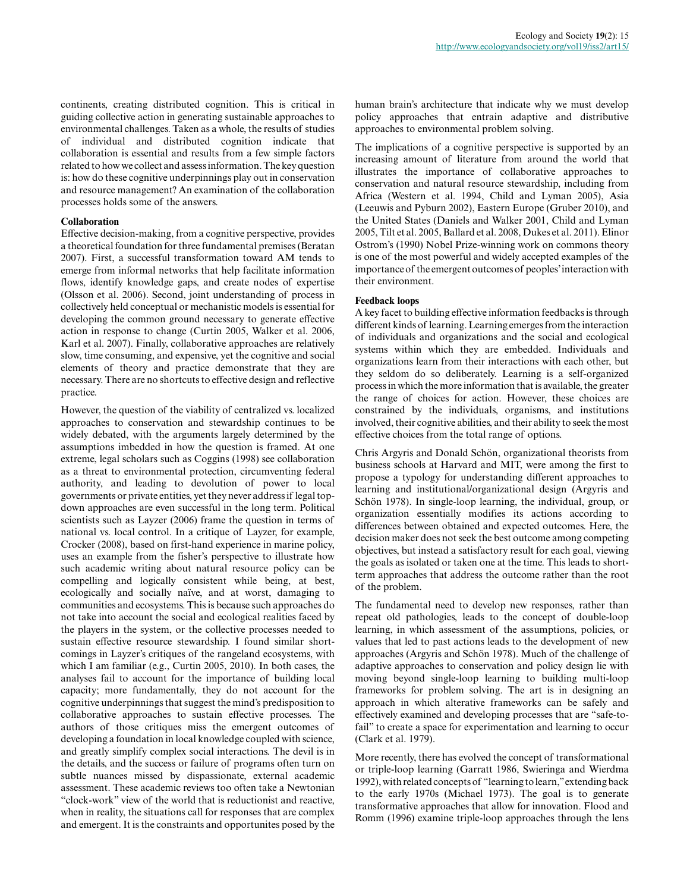continents, creating distributed cognition. This is critical in guiding collective action in generating sustainable approaches to environmental challenges. Taken as a whole, the results of studies of individual and distributed cognition indicate that collaboration is essential and results from a few simple factors related to how we collect and assess information. The key question is: how do these cognitive underpinnings play out in conservation and resource management? An examination of the collaboration processes holds some of the answers.

**Collaboration**

Effective decision-making, from a cognitive perspective, provides a theoretical foundation for three fundamental premises (Beratan 2007). First, a successful transformation toward AM tends to emerge from informal networks that help facilitate information flows, identify knowledge gaps, and create nodes of expertise (Olsson et al. 2006). Second, joint understanding of process in collectively held conceptual or mechanistic models is essential for developing the common ground necessary to generate effective action in response to change (Curtin 2005, Walker et al. 2006, Karl et al. 2007). Finally, collaborative approaches are relatively slow, time consuming, and expensive, yet the cognitive and social elements of theory and practice demonstrate that they are necessary. There are no shortcuts to effective design and reflective practice.

However, the question of the viability of centralized vs. localized approaches to conservation and stewardship continues to be widely debated, with the arguments largely determined by the assumptions imbedded in how the question is framed. At one extreme, legal scholars such as Coggins (1998) see collaboration as a threat to environmental protection, circumventing federal authority, and leading to devolution of power to local governments or private entities, yet they never address if legal top-down approaches are even successful in the long term. Political scientists such as Layzer (2006) frame the question in terms of national vs. local control. In a critique of Layzer, for example, Crocker (2008), based on first-hand experience in marine policy, uses an example from the fisher's perspective to illustrate how such academic writing about natural resource policy can be compelling and logically consistent while being, at best, ecologically and socially naïve, and at worst, damaging to communities and ecosystems. This is because such approaches do not take into account the social and ecological realities faced by the players in the system, or the collective processes needed to sustain effective resource stewardship. I found similar shortcomings in Layzer's critiques of the rangeland ecosystems, with which I am familiar (e.g., Curtin 2005, 2010). In both cases, the analyses fail to account for the importance of building local capacity; more fundamentally, they do not account for the cognitive underpinnings that suggest the mind's predisposition to collaborative approaches to sustain effective processes. The authors of those critiques miss the emergent outcomes of developing a foundation in local knowledge coupled with science, and greatly simplify complex social interactions. The devil is in the details, and the success or failure of programs often turn on subtle nuances missed by dispassionate, external academic assessment. These academic reviews too often take a Newtonian "clock-work" view of the world that is reductionist and reactive, when in reality, the situations call for responses that are complex and emergent. It is the constraints and opportunites posed by the human brain's architecture that indicate why we must develop policy approaches that entrain adaptive and distributive approaches to environmental problem solving.

The implications of a cognitive perspective is supported by an increasing amount of literature from around the world that illustrates the importance of collaborative approaches to conservation and natural resource stewardship, including from Africa (Western et al. 1994, Child and Lyman 2005), Asia (Leeuwis and Pyburn 2002), Eastern Europe (Gruber 2010), and the United States (Daniels and Walker 2001, Child and Lyman 2005, Tilt et al. 2005, Ballard et al. 2008, Dukes et al. 2011). Elinor Ostrom's (1990) Nobel Prize-winning work on commons theory is one of the most powerful and widely accepted examples of the importance of the emergent outcomes of peoples' interaction with their environment.

**Feedback loops**

A key facet to building effective information feedbacks is through different kinds of learning. Learning emerges from the interaction of individuals and organizations and the social and ecological systems within which they are embedded. Individuals and organizations learn from their interactions with each other, but they seldom do so deliberately. Learning is a self-organized process in which the more information that is available, the greater the range of choices for action. However, these choices are constrained by the individuals, organisms, and institutions involved, their cognitive abilities, and their ability to seek the most effective choices from the total range of options.

Chris Argyris and Donald Schön, organizational theorists from business schools at Harvard and MIT, were among the first to propose a typology for understanding different approaches to learning and institutional/organizational design (Argyris and Schön 1978). In single-loop learning, the individual, group, or organization essentially modifies its actions according to differences between obtained and expected outcomes. Here, the decision maker does not seek the best outcome among competing objectives, but instead a satisfactory result for each goal, viewing the goals as isolated or taken one at the time. This leads to short-term approaches that address the outcome rather than the root of the problem.

The fundamental need to develop new responses, rather than repeat old pathologies, leads to the concept of double-loop learning, in which assessment of the assumptions, policies, or values that led to past actions leads to the development of new approaches (Argyris and Schön 1978). Much of the challenge of adaptive approaches to conservation and policy design lie with moving beyond single-loop learning to building multi-loop frameworks for problem solving. The art is in designing an approach in which alterative frameworks can be safely and effectively examined and developing processes that are "safe-to-fail" to create a space for experimentation and learning to occur (Clark et al. 1979).

More recently, there has evolved the concept of transformational or triple-loop learning (Garratt 1986, Swieringa and Wierdma 1992), with related concepts of "learning to learn," extending back to the early 1970s (Michael 1973). The goal is to generate transformative approaches that allow for innovation. Flood and Romm (1996) examine triple-loop approaches through the lens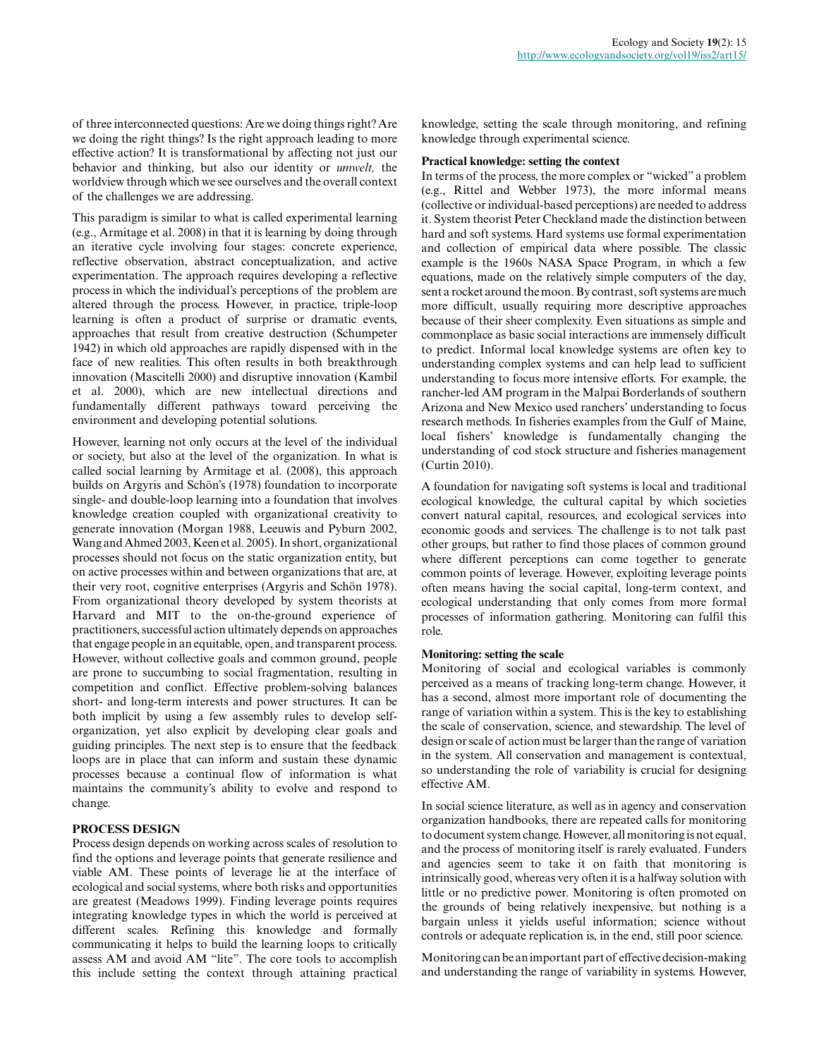of three interconnected questions: Are we doing things right? Are we doing the right things? Is the right approach leading to more effective action? It is transformational by affecting not just our behavior and thinking, but also our identity or *umwelt,* the worldview through which we see ourselves and the overall context of the challenges we are addressing.

This paradigm is similar to what is called experimental learning (e.g., Armitage et al. 2008) in that it is learning by doing through an iterative cycle involving four stages: concrete experience, reflective observation, abstract conceptualization, and active experimentation. The approach requires developing a reflective process in which the individual's perceptions of the problem are altered through the process. However, in practice, triple-loop learning is often a product of surprise or dramatic events, approaches that result from creative destruction (Schumpeter 1942) in which old approaches are rapidly dispensed with in the face of new realities. This often results in both breakthrough innovation (Mascitelli 2000) and disruptive innovation (Kambil et al. 2000), which are new intellectual directions and fundamentally different pathways toward perceiving the environment and developing potential solutions.

However, learning not only occurs at the level of the individual or society, but also at the level of the organization. In what is called social learning by Armitage et al. (2008), this approach builds on Argyris and Schön's (1978) foundation to incorporate single- and double-loop learning into a foundation that involves knowledge creation coupled with organizational creativity to generate innovation (Morgan 1988, Leeuwis and Pyburn 2002, Wang and Ahmed 2003, Keen et al. 2005). In short, organizational processes should not focus on the static organization entity, but on active processes within and between organizations that are, at their very root, cognitive enterprises (Argyris and Schön 1978). From organizational theory developed by system theorists at Harvard and MIT to the on-the-ground experience of practitioners, successful action ultimately depends on approaches that engage people in an equitable, open, and transparent process. However, without collective goals and common ground, people are prone to succumbing to social fragmentation, resulting in competition and conflict. Effective problem-solving balances short- and long-term interests and power structures. It can be both implicit by using a few assembly rules to develop self-organization, yet also explicit by developing clear goals and guiding principles. The next step is to ensure that the feedback loops are in place that can inform and sustain these dynamic processes because a continual flow of information is what maintains the community's ability to evolve and respond to change.

## PROCESS DESIGN

Process design depends on working across scales of resolution to find the options and leverage points that generate resilience and viable AM. These points of leverage lie at the interface of ecological and social systems, where both risks and opportunities are greatest (Meadows 1999). Finding leverage points requires integrating knowledge types in which the world is perceived at different scales. Refining this knowledge and formally communicating it helps to build the learning loops to critically assess AM and avoid AM "lite". The core tools to accomplish this include setting the context through attaining practical knowledge, setting the scale through monitoring, and refining knowledge through experimental science.

### Practical knowledge: setting the context

In terms of the process, the more complex or "wicked" a problem (e.g., Rittel and Webber 1973), the more informal means (collective or individual-based perceptions) are needed to address it. System theorist Peter Checkland made the distinction between hard and soft systems. Hard systems use formal experimentation and collection of empirical data where possible. The classic example is the 1960s NASA Space Program, in which a few equations, made on the relatively simple computers of the day, sent a rocket around the moon. By contrast, soft systems are much more difficult, usually requiring more descriptive approaches because of their sheer complexity. Even situations as simple and commonplace as basic social interactions are immensely difficult to predict. Informal local knowledge systems are often key to understanding complex systems and can help lead to sufficient understanding to focus more intensive efforts. For example, the rancher-led AM program in the Malpai Borderlands of southern Arizona and New Mexico used ranchers' understanding to focus research methods. In fisheries examples from the Gulf of Maine, local fishers' knowledge is fundamentally changing the understanding of cod stock structure and fisheries management (Curtin 2010).

A foundation for navigating soft systems is local and traditional ecological knowledge, the cultural capital by which societies convert natural capital, resources, and ecological services into economic goods and services. The challenge is to not talk past other groups, but rather to find those places of common ground where different perceptions can come together to generate common points of leverage. However, exploiting leverage points often means having the social capital, long-term context, and ecological understanding that only comes from more formal processes of information gathering. Monitoring can fulfil this role.

### Monitoring: setting the scale

Monitoring of social and ecological variables is commonly perceived as a means of tracking long-term change. However, it has a second, almost more important role of documenting the range of variation within a system. This is the key to establishing the scale of conservation, science, and stewardship. The level of design or scale of action must be larger than the range of variation in the system. All conservation and management is contextual, so understanding the role of variability is crucial for designing effective AM.

In social science literature, as well as in agency and conservation organization handbooks, there are repeated calls for monitoring to document system change. However, all monitoring is not equal, and the process of monitoring itself is rarely evaluated. Funders and agencies seem to take it on faith that monitoring is intrinsically good, whereas very often it is a halfway solution with little or no predictive power. Monitoring is often promoted on the grounds of being relatively inexpensive, but nothing is a bargain unless it yields useful information; science without controls or adequate replication is, in the end, still poor science.

Monitoring can be an important part of effective decision-making and understanding the range of variability in systems. However,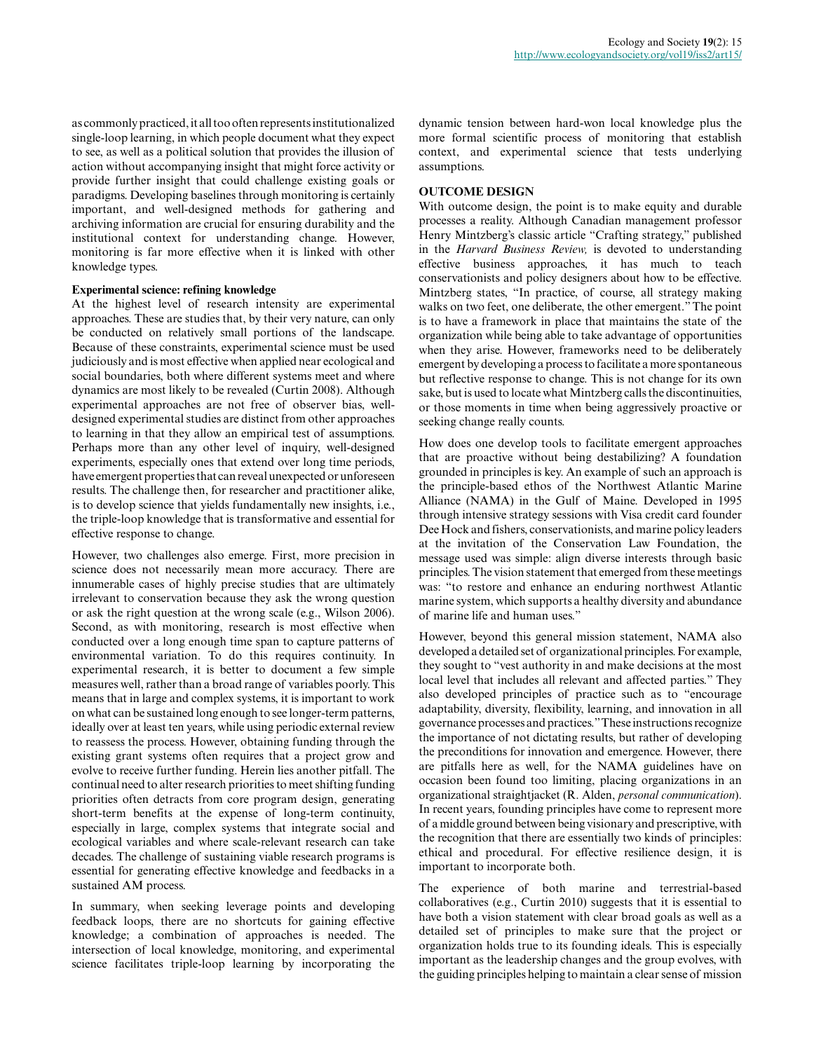as commonly practiced, it all too often represents institutionalized single-loop learning, in which people document what they expect to see, as well as a political solution that provides the illusion of action without accompanying insight that might force activity or provide further insight that could challenge existing goals or paradigms. Developing baselines through monitoring is certainly important, and well-designed methods for gathering and archiving information are crucial for ensuring durability and the institutional context for understanding change. However, monitoring is far more effective when it is linked with other knowledge types.

### Experimental science: refining knowledge

At the highest level of research intensity are experimental approaches. These are studies that, by their very nature, can only be conducted on relatively small portions of the landscape. Because of these constraints, experimental science must be used judiciously and is most effective when applied near ecological and social boundaries, both where different systems meet and where dynamics are most likely to be revealed (Curtin 2008). Although experimental approaches are not free of observer bias, well-designed experimental studies are distinct from other approaches to learning in that they allow an empirical test of assumptions. Perhaps more than any other level of inquiry, well-designed experiments, especially ones that extend over long time periods, have emergent properties that can reveal unexpected or unforeseen results. The challenge then, for researcher and practitioner alike, is to develop science that yields fundamentally new insights, i.e., the triple-loop knowledge that is transformative and essential for effective response to change.

However, two challenges also emerge. First, more precision in science does not necessarily mean more accuracy. There are innumerable cases of highly precise studies that are ultimately irrelevant to conservation because they ask the wrong question or ask the right question at the wrong scale (e.g., Wilson 2006). Second, as with monitoring, research is most effective when conducted over a long enough time span to capture patterns of environmental variation. To do this requires continuity. In experimental research, it is better to document a few simple measures well, rather than a broad range of variables poorly. This means that in large and complex systems, it is important to work on what can be sustained long enough to see longer-term patterns, ideally over at least ten years, while using periodic external review to reassess the process. However, obtaining funding through the existing grant systems often requires that a project grow and evolve to receive further funding. Herein lies another pitfall. The continual need to alter research priorities to meet shifting funding priorities often detracts from core program design, generating short-term benefits at the expense of long-term continuity, especially in large, complex systems that integrate social and ecological variables and where scale-relevant research can take decades. The challenge of sustaining viable research programs is essential for generating effective knowledge and feedbacks in a sustained AM process.

In summary, when seeking leverage points and developing feedback loops, there are no shortcuts for gaining effective knowledge; a combination of approaches is needed. The intersection of local knowledge, monitoring, and experimental science facilitates triple-loop learning by incorporating the dynamic tension between hard-won local knowledge plus the more formal scientific process of monitoring that establish context, and experimental science that tests underlying assumptions.

## OUTCOME DESIGN

With outcome design, the point is to make equity and durable processes a reality. Although Canadian management professor Henry Mintzberg's classic article "Crafting strategy," published in the *Harvard Business Review,* is devoted to understanding effective business approaches, it has much to teach conservationists and policy designers about how to be effective. Mintzberg states, "In practice, of course, all strategy making walks on two feet, one deliberate, the other emergent." The point is to have a framework in place that maintains the state of the organization while being able to take advantage of opportunities when they arise. However, frameworks need to be deliberately emergent by developing a process to facilitate a more spontaneous but reflective response to change. This is not change for its own sake, but is used to locate what Mintzberg calls the discontinuities, or those moments in time when being aggressively proactive or seeking change really counts.

How does one develop tools to facilitate emergent approaches that are proactive without being destabilizing? A foundation grounded in principles is key. An example of such an approach is the principle-based ethos of the Northwest Atlantic Marine Alliance (NAMA) in the Gulf of Maine. Developed in 1995 through intensive strategy sessions with Visa credit card founder Dee Hock and fishers, conservationists, and marine policy leaders at the invitation of the Conservation Law Foundation, the message used was simple: align diverse interests through basic principles. The vision statement that emerged from these meetings was: "to restore and enhance an enduring northwest Atlantic marine system, which supports a healthy diversity and abundance of marine life and human uses."

However, beyond this general mission statement, NAMA also developed a detailed set of organizational principles. For example, they sought to "vest authority in and make decisions at the most local level that includes all relevant and affected parties." They also developed principles of practice such as to "encourage adaptability, diversity, flexibility, learning, and innovation in all governance processes and practices." These instructions recognize the importance of not dictating results, but rather of developing the preconditions for innovation and emergence. However, there are pitfalls here as well, for the NAMA guidelines have on occasion been found too limiting, placing organizations in an organizational straightjacket (R. Alden, *personal communication*). In recent years, founding principles have come to represent more of a middle ground between being visionary and prescriptive, with the recognition that there are essentially two kinds of principles: ethical and procedural. For effective resilience design, it is important to incorporate both.

The experience of both marine and terrestrial-based collaboratives (e.g., Curtin 2010) suggests that it is essential to have both a vision statement with clear broad goals as well as a detailed set of principles to make sure that the project or organization holds true to its founding ideals. This is especially important as the leadership changes and the group evolves, with the guiding principles helping to maintain a clear sense of mission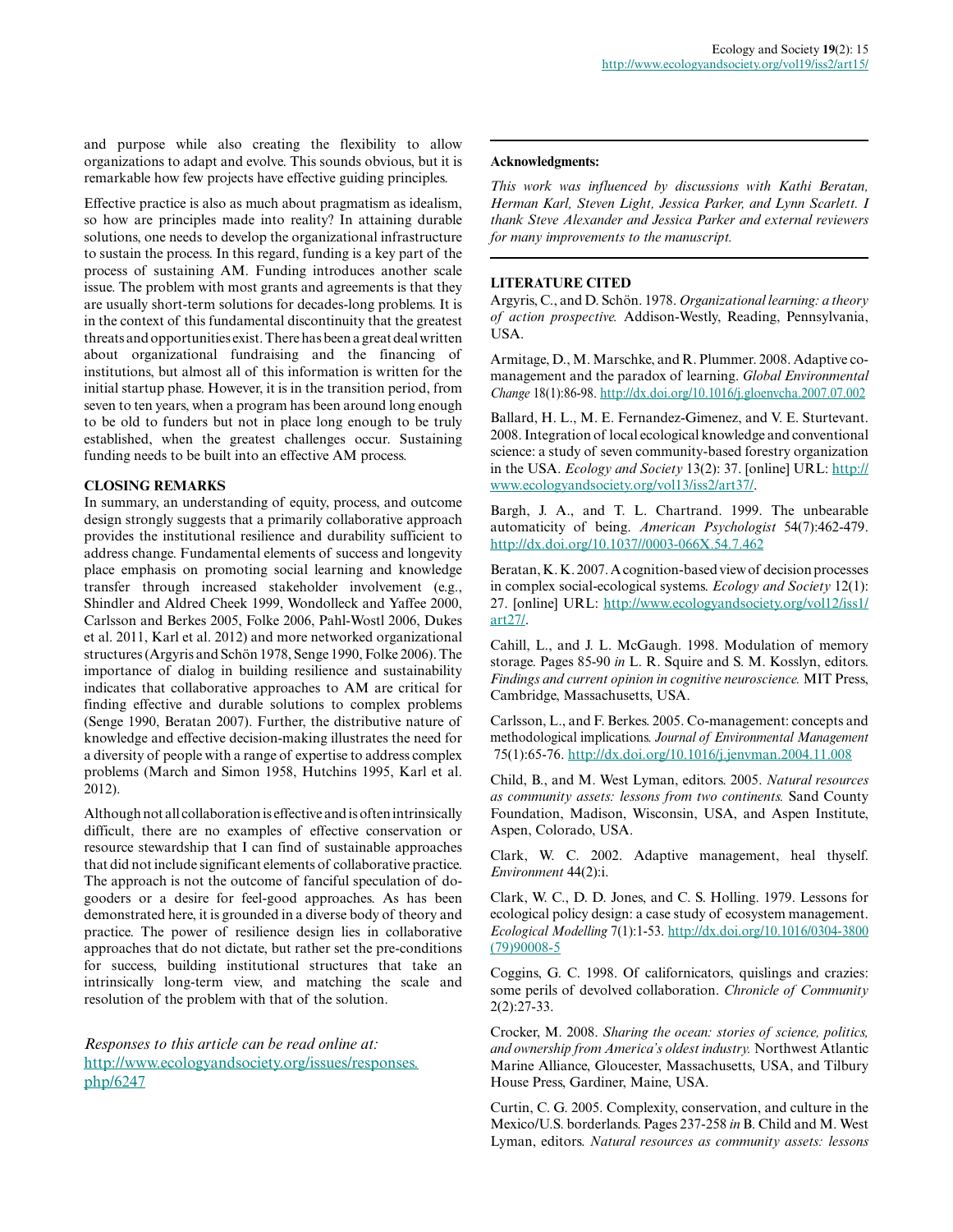and purpose while also creating the flexibility to allow organizations to adapt and evolve. This sounds obvious, but it is remarkable how few projects have effective guiding principles.

Effective practice is also as much about pragmatism as idealism, so how are principles made into reality? In attaining durable solutions, one needs to develop the organizational infrastructure to sustain the process. In this regard, funding is a key part of the process of sustaining AM. Funding introduces another scale issue. The problem with most grants and agreements is that they are usually short-term solutions for decades-long problems. It is in the context of this fundamental discontinuity that the greatest threats and opportunities exist. There has been a great deal written about organizational fundraising and the financing of institutions, but almost all of this information is written for the initial startup phase. However, it is in the transition period, from seven to ten years, when a program has been around long enough to be old to funders but not in place long enough to be truly established, when the greatest challenges occur. Sustaining funding needs to be built into an effective AM process.

## CLOSING REMARKS

In summary, an understanding of equity, process, and outcome design strongly suggests that a primarily collaborative approach provides the institutional resilience and durability sufficient to address change. Fundamental elements of success and longevity place emphasis on promoting social learning and knowledge transfer through increased stakeholder involvement (e.g., Shindler and Aldred Cheek 1999, Wondolleck and Yaffee 2000, Carlsson and Berkes 2005, Folke 2006, Pahl-Wostl 2006, Dukes et al. 2011, Karl et al. 2012) and more networked organizational structures (Argyris and Schön 1978, Senge 1990, Folke 2006). The importance of dialog in building resilience and sustainability indicates that collaborative approaches to AM are critical for finding effective and durable solutions to complex problems (Senge 1990, Beratan 2007). Further, the distributive nature of knowledge and effective decision-making illustrates the need for a diversity of people with a range of expertise to address complex problems (March and Simon 1958, Hutchins 1995, Karl et al. 2012).

Although not all collaboration is effective and is often intrinsically difficult, there are no examples of effective conservation or resource stewardship that I can find of sustainable approaches that did not include significant elements of collaborative practice. The approach is not the outcome of fanciful speculation of do-gooders or a desire for feel-good approaches. As has been demonstrated here, it is grounded in a diverse body of theory and practice. The power of resilience design lies in collaborative approaches that do not dictate, but rather set the pre-conditions for success, building institutional structures that take an intrinsically long-term view, and matching the scale and resolution of the problem with that of the solution.

*Responses to this article can be read online at:* http://www.ecologyandsociety.org/issues/responses.php/6247

**Acknowledgments:**

*This work was influenced by discussions with Kathi Beratan, Herman Karl, Steven Light, Jessica Parker, and Lynn Scarlett. I thank Steve Alexander and Jessica Parker and external reviewers for many improvements to the manuscript.*

## LITERATURE CITED

Argyris, C., and D. Schön. 1978. *Organizational learning: a theory of action prospective.* Addison-Westly, Reading, Pennsylvania, USA.

Armitage, D., M. Marschke, and R. Plummer. 2008. Adaptive co-management and the paradox of learning. *Global Environmental Change* 18(1):86-98. http://dx.doi.org/10.1016/j.gloenvcha.2007.07.002

Ballard, H. L., M. E. Fernandez-Gimenez, and V. E. Sturtevant. 2008. Integration of local ecological knowledge and conventional science: a study of seven community-based forestry organization in the USA. *Ecology and Society* 13(2): 37. [online] URL: http://www.ecologyandsociety.org/vol13/iss2/art37/.

Bargh, J. A., and T. L. Chartrand. 1999. The unbearable automaticity of being. *American Psychologist* 54(7):462-479. http://dx.doi.org/10.1037//0003-066X.54.7.462

Beratan, K. K. 2007. A cognition-based view of decision processes in complex social-ecological systems. *Ecology and Society* 12(1): 27. [online] URL: http://www.ecologyandsociety.org/vol12/iss1/art27/.

Cahill, L., and J. L. McGaugh. 1998. Modulation of memory storage. Pages 85-90 *in* L. R. Squire and S. M. Kosslyn, editors. *Findings and current opinion in cognitive neuroscience.* MIT Press, Cambridge, Massachusetts, USA.

Carlsson, L., and F. Berkes. 2005. Co-management: concepts and methodological implications. *Journal of Environmental Management* 75(1):65-76. http://dx.doi.org/10.1016/j.jenvman.2004.11.008

Child, B., and M. West Lyman, editors. 2005. *Natural resources as community assets: lessons from two continents.* Sand County Foundation, Madison, Wisconsin, USA, and Aspen Institute, Aspen, Colorado, USA.

Clark, W. C. 2002. Adaptive management, heal thyself. *Environment* 44(2):i.

Clark, W. C., D. D. Jones, and C. S. Holling. 1979. Lessons for ecological policy design: a case study of ecosystem management. *Ecological Modelling* 7(1):1-53. http://dx.doi.org/10.1016/0304-3800(79)90008-5

Coggins, G. C. 1998. Of californicators, quislings and crazies: some perils of devolved collaboration. *Chronicle of Community* 2(2):27-33.

Crocker, M. 2008. *Sharing the ocean: stories of science, politics, and ownership from America's oldest industry.* Northwest Atlantic Marine Alliance, Gloucester, Massachusetts, USA, and Tilbury House Press, Gardiner, Maine, USA.

Curtin, C. G. 2005. Complexity, conservation, and culture in the Mexico/U.S. borderlands. Pages 237-258 *in* B. Child and M. West Lyman, editors. *Natural resources as community assets: lessons*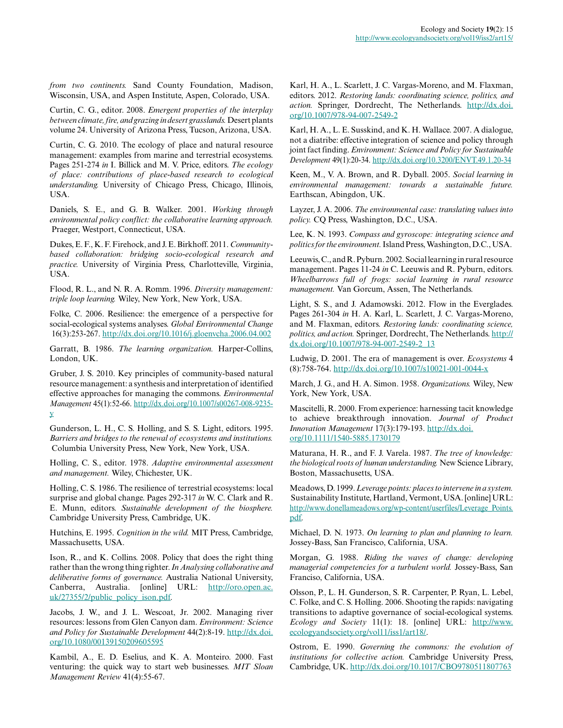*from two continents.* Sand County Foundation, Madison, Wisconsin, USA, and Aspen Institute, Aspen, Colorado, USA.

Curtin, C. G., editor. 2008. *Emergent properties of the interplay between climate, fire, and grazing in desert grasslands.* Desert plants volume 24. University of Arizona Press, Tucson, Arizona, USA.

Curtin, C. G. 2010. The ecology of place and natural resource management: examples from marine and terrestrial ecosystems. Pages 251-274 *in* I. Billick and M. V. Price, editors. *The ecology of place: contributions of place-based research to ecological understanding.* University of Chicago Press, Chicago, Illinois, USA.

Daniels, S. E., and G. B. Walker. 2001. *Working through environmental policy conflict: the collaborative learning approach.* Praeger, Westport, Connecticut, USA.

Dukes, E. F., K. F. Firehock, and J. E. Birkhoff. 2011. *Community-based collaboration: bridging socio-ecological research and practice.* University of Virginia Press, Charlotteville, Virginia, USA.

Flood, R. L., and N. R. A. Romm. 1996. *Diversity management: triple loop learning.* Wiley, New York, New York, USA.

Folke, C. 2006. Resilience: the emergence of a perspective for social-ecological systems analyses. *Global Environmental Change* 16(3):253-267. http://dx.doi.org/10.1016/j.gloenvcha.2006.04.002

Garratt, B. 1986. *The learning organization.* Harper-Collins, London, UK.

Gruber, J. S. 2010. Key principles of community-based natural resource management: a synthesis and interpretation of identified effective approaches for managing the commons. *Environmental Management* 45(1):52-66. http://dx.doi.org/10.1007/s00267-008-9235-y

Gunderson, L. H., C. S. Holling, and S. S. Light, editors. 1995. *Barriers and bridges to the renewal of ecosystems and institutions.* Columbia University Press, New York, New York, USA.

Holling, C. S., editor. 1978. *Adaptive environmental assessment and management.* Wiley, Chichester, UK.

Holling, C. S. 1986. The resilience of terrestrial ecosystems: local surprise and global change. Pages 292-317 *in* W. C. Clark and R. E. Munn, editors. *Sustainable development of the biosphere.* Cambridge University Press, Cambridge, UK.

Hutchins, E. 1995. *Cognition in the wild.* MIT Press, Cambridge, Massachusetts, USA.

Ison, R., and K. Collins. 2008. Policy that does the right thing rather than the wrong thing righter. *In Analysing collaborative and deliberative forms of governance.* Australia National University, Canberra, Australia. [online] URL: http://oro.open.ac.uk/27355/2/public_policy_ison.pdf.

Jacobs, J. W., and J. L. Wescoat, Jr. 2002. Managing river resources: lessons from Glen Canyon dam. *Environment: Science and Policy for Sustainable Development* 44(2):8-19. http://dx.doi.org/10.1080/00139150209605595

Kambil, A., E. D. Eselius, and K. A. Monteiro. 2000. Fast venturing: the quick way to start web businesses. *MIT Sloan Management Review* 41(4):55-67.

Karl, H. A., L. Scarlett, J. C. Vargas-Moreno, and M. Flaxman, editors. 2012. *Restoring lands: coordinating science, politics, and action.* Springer, Dordrecht, The Netherlands. http://dx.doi.org/10.1007/978-94-007-2549-2

Karl, H. A., L. E. Susskind, and K. H. Wallace. 2007. A dialogue, not a diatribe: effective integration of science and policy through joint fact finding. *Environment: Science and Policy for Sustainable Development* 49(1):20-34. http://dx.doi.org/10.3200/ENVT.49.1.20-34

Keen, M., V. A. Brown, and R. Dyball. 2005. *Social learning in environmental management: towards a sustainable future.* Earthscan, Abingdon, UK.

Layzer, J. A. 2006. *The environmental case: translating values into policy.* CQ Press, Washington, D.C., USA.

Lee, K. N. 1993. *Compass and gyroscope: integrating science and politics for the environment.* Island Press, Washington, D.C., USA.

Leeuwis, C., and R. Pyburn. 2002. Social learning in rural resource management. Pages 11-24 *in* C. Leeuwis and R. Pyburn, editors. *Wheelbarrows full of frogs: social learning in rural resource management.* Van Gorcum, Assen, The Netherlands.

Light, S. S., and J. Adamowski. 2012. Flow in the Everglades. Pages 261-304 *in* H. A. Karl, L. Scarlett, J. C. Vargas-Moreno, and M. Flaxman, editors. *Restoring lands: coordinating science, politics, and action.* Springer, Dordrecht, The Netherlands. http://dx.doi.org/10.1007/978-94-007-2549-2_13

Ludwig, D. 2001. The era of management is over. *Ecosystems* 4 (8):758-764. http://dx.doi.org/10.1007/s10021-001-0044-x

March, J. G., and H. A. Simon. 1958. *Organizations.* Wiley, New York, New York, USA.

Mascitelli, R. 2000. From experience: harnessing tacit knowledge to achieve breakthrough innovation. *Journal of Product Innovation Management* 17(3):179-193. http://dx.doi.org/10.1111/1540-5885.1730179

Maturana, H. R., and F. J. Varela. 1987. *The tree of knowledge: the biological roots of human understanding.* New Science Library, Boston, Massachusetts, USA.

Meadows, D. 1999. *Leverage points: places to intervene in a system.* Sustainability Institute, Hartland, Vermont, USA. [online] URL: http://www.donellameadows.org/wp-content/userfiles/Leverage_Points.pdf.

Michael, D. N. 1973. *On learning to plan and planning to learn.* Jossey-Bass, San Francisco, California, USA.

Morgan, G. 1988. *Riding the waves of change: developing managerial competencies for a turbulent world.* Jossey-Bass, San Franciso, California, USA.

Olsson, P., L. H. Gunderson, S. R. Carpenter, P. Ryan, L. Lebel, C. Folke, and C. S. Holling. 2006. Shooting the rapids: navigating transitions to adaptive governance of social-ecological systems. *Ecology and Society* 11(1): 18. [online] URL: http://www.ecologyandsociety.org/vol11/iss1/art18/.

Ostrom, E. 1990. *Governing the commons: the evolution of institutions for collective action.* Cambridge University Press, Cambridge, UK. http://dx.doi.org/10.1017/CBO9780511807763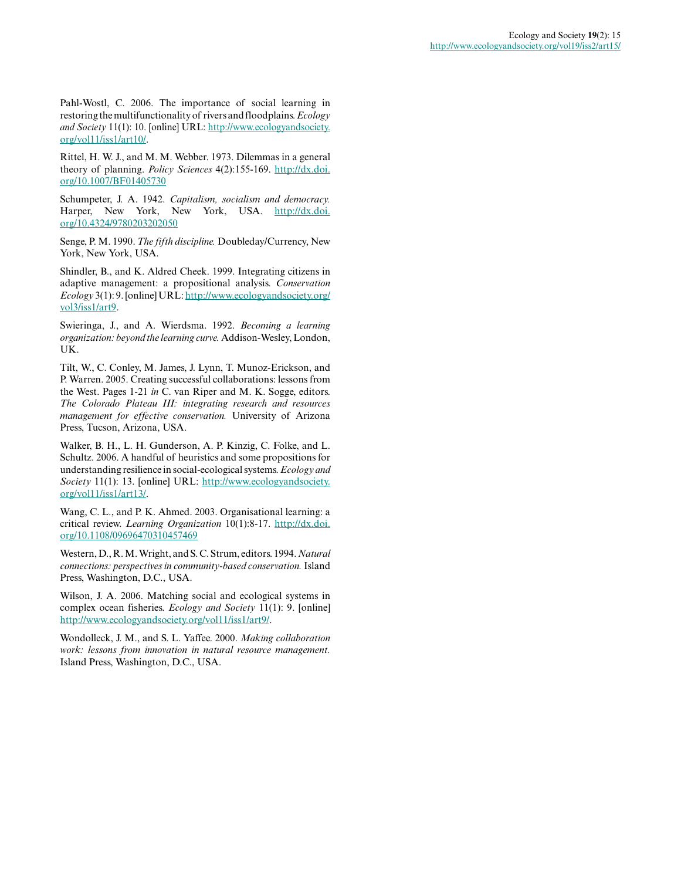Pahl-Wostl, C. 2006. The importance of social learning in restoring the multifunctionality of rivers and floodplains. *Ecology and Society* 11(1): 10. [online] URL: http://www.ecologyandsociety.org/vol11/iss1/art10/.

Rittel, H. W. J., and M. M. Webber. 1973. Dilemmas in a general theory of planning. *Policy Sciences* 4(2):155-169. http://dx.doi.org/10.1007/BF01405730

Schumpeter, J. A. 1942. *Capitalism, socialism and democracy.* Harper, New York, New York, USA. http://dx.doi.org/10.4324/9780203202050

Senge, P. M. 1990. *The fifth discipline.* Doubleday/Currency, New York, New York, USA.

Shindler, B., and K. Aldred Cheek. 1999. Integrating citizens in adaptive management: a propositional analysis. *Conservation Ecology* 3(1): 9. [online] URL: http://www.ecologyandsociety.org/vol3/iss1/art9.

Swieringa, J., and A. Wierdsma. 1992. *Becoming a learning organization: beyond the learning curve.* Addison-Wesley, London, UK.

Tilt, W., C. Conley, M. James, J. Lynn, T. Munoz-Erickson, and P. Warren. 2005. Creating successful collaborations: lessons from the West. Pages 1-21 *in* C. van Riper and M. K. Sogge, editors. *The Colorado Plateau III: integrating research and resources management for effective conservation.* University of Arizona Press, Tucson, Arizona, USA.

Walker, B. H., L. H. Gunderson, A. P. Kinzig, C. Folke, and L. Schultz. 2006. A handful of heuristics and some propositions for understanding resilience in social-ecological systems. *Ecology and Society* 11(1): 13. [online] URL: http://www.ecologyandsociety.org/vol11/iss1/art13/.

Wang, C. L., and P. K. Ahmed. 2003. Organisational learning: a critical review. *Learning Organization* 10(1):8-17. http://dx.doi.org/10.1108/09696470310457469

Western, D., R. M. Wright, and S. C. Strum, editors. 1994. *Natural connections: perspectives in community-based conservation.* Island Press, Washington, D.C., USA.

Wilson, J. A. 2006. Matching social and ecological systems in complex ocean fisheries. *Ecology and Society* 11(1): 9. [online] http://www.ecologyandsociety.org/vol11/iss1/art9/.

Wondolleck, J. M., and S. L. Yaffee. 2000. *Making collaboration work: lessons from innovation in natural resource management.* Island Press, Washington, D.C., USA.